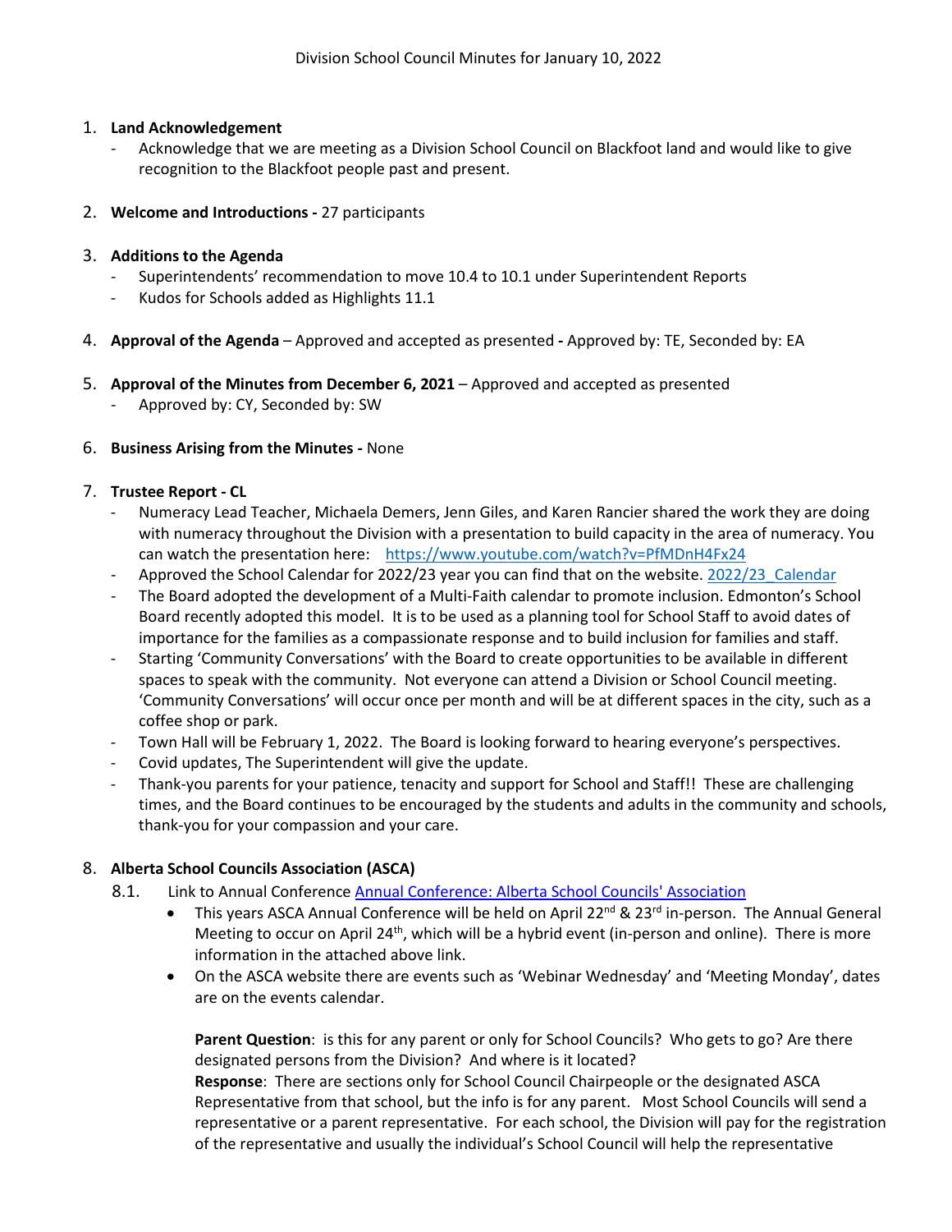Division School Council Minutes for January 10, 2022

1. **Land Acknowledgement**
   - Acknowledge that we are meeting as a Division School Council on Blackfoot land and would like to give recognition to the Blackfoot people past and present.

2. **Welcome and Introductions -** 27 participants

3. **Additions to the Agenda**
   - Superintendents' recommendation to move 10.4 to 10.1 under Superintendent Reports
   - Kudos for Schools added as Highlights 11.1

4. **Approval of the Agenda** – Approved and accepted as presented **-** Approved by: TE, Seconded by: EA

5. **Approval of the Minutes from December 6, 2021** – Approved and accepted as presented
   - Approved by: CY, Seconded by: SW

6. **Business Arising from the Minutes -** None

7. **Trustee Report - CL**
   - Numeracy Lead Teacher, Michaela Demers, Jenn Giles, and Karen Rancier shared the work they are doing with numeracy throughout the Division with a presentation to build capacity in the area of numeracy. You can watch the presentation here: [https://www.youtube.com/watch?v=PfMDnH4Fx24](https://www.youtube.com/watch?v=PfMDnH4Fx24)
   - Approved the School Calendar for 2022/23 year you can find that on the website. [2022/23_Calendar]()
   - The Board adopted the development of a Multi-Faith calendar to promote inclusion. Edmonton's School Board recently adopted this model. It is to be used as a planning tool for School Staff to avoid dates of importance for the families as a compassionate response and to build inclusion for families and staff.
   - Starting 'Community Conversations' with the Board to create opportunities to be available in different spaces to speak with the community. Not everyone can attend a Division or School Council meeting. 'Community Conversations' will occur once per month and will be at different spaces in the city, such as a coffee shop or park.
   - Town Hall will be February 1, 2022. The Board is looking forward to hearing everyone's perspectives.
   - Covid updates, The Superintendent will give the update.
   - Thank-you parents for your patience, tenacity and support for School and Staff!! These are challenging times, and the Board continues to be encouraged by the students and adults in the community and schools, thank-you for your compassion and your care.

8. **Alberta School Councils Association (ASCA)**

   8.1. Link to Annual Conference [Annual Conference: Alberta School Councils' Association]()

   - This years ASCA Annual Conference will be held on April 22nd & 23rd in-person. The Annual General Meeting to occur on April 24th, which will be a hybrid event (in-person and online). There is more information in the attached above link.
   - On the ASCA website there are events such as 'Webinar Wednesday' and 'Meeting Monday', dates are on the events calendar.

   **Parent Question**: is this for any parent or only for School Councils? Who gets to go? Are there designated persons from the Division? And where is it located?
   **Response**: There are sections only for School Council Chairpeople or the designated ASCA Representative from that school, but the info is for any parent. Most School Councils will send a representative or a parent representative. For each school, the Division will pay for the registration of the representative and usually the individual's School Council will help the representative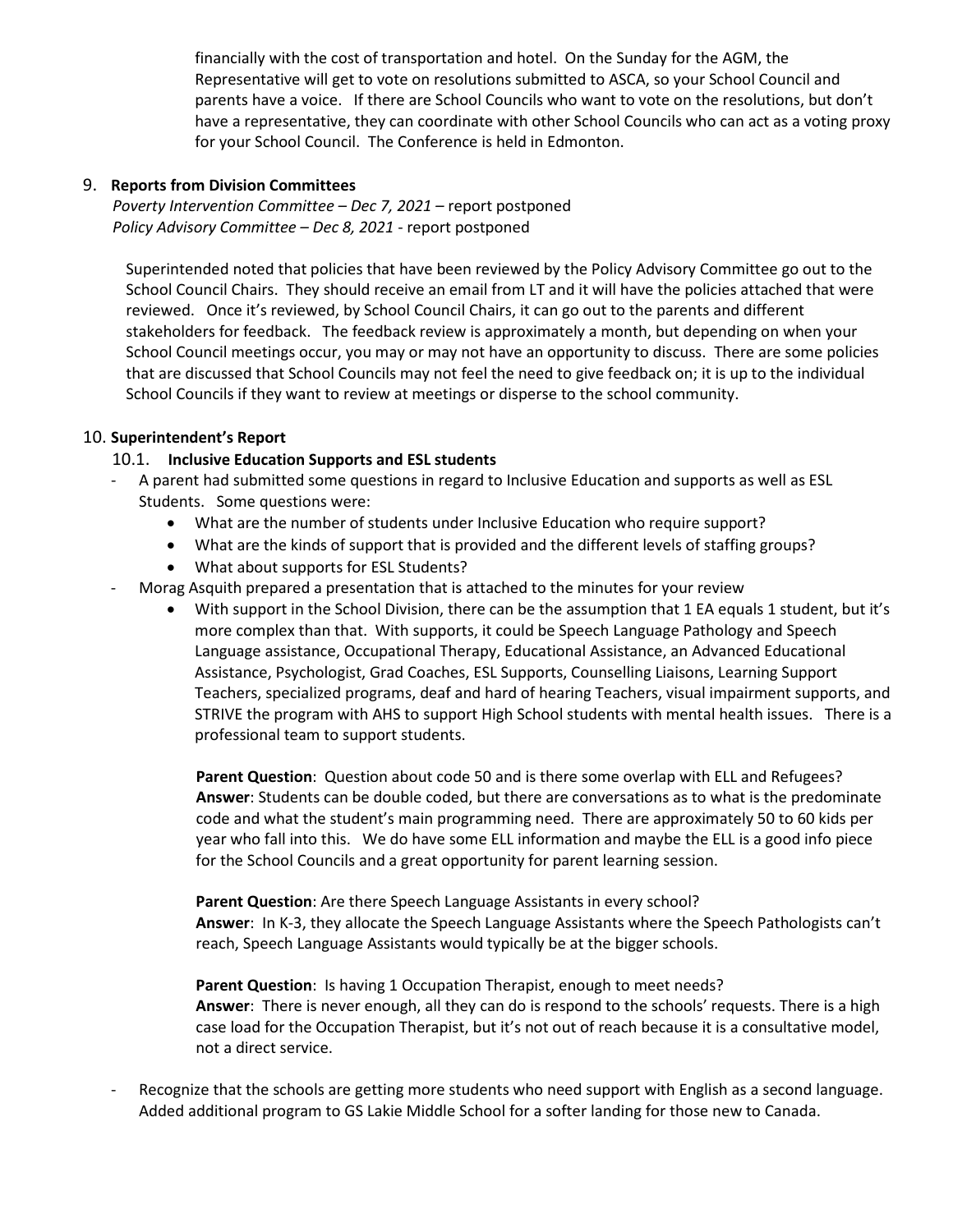financially with the cost of transportation and hotel. On the Sunday for the AGM, the Representative will get to vote on resolutions submitted to ASCA, so your School Council and parents have a voice. If there are School Councils who want to vote on the resolutions, but don't have a representative, they can coordinate with other School Councils who can act as a voting proxy for your School Council. The Conference is held in Edmonton.

9. **Reports from Division Committees**

*Poverty Intervention Committee – Dec 7, 2021* – report postponed
*Policy Advisory Committee – Dec 8, 2021* - report postponed

Superintended noted that policies that have been reviewed by the Policy Advisory Committee go out to the School Council Chairs. They should receive an email from LT and it will have the policies attached that were reviewed. Once it's reviewed, by School Council Chairs, it can go out to the parents and different stakeholders for feedback. The feedback review is approximately a month, but depending on when your School Council meetings occur, you may or may not have an opportunity to discuss. There are some policies that are discussed that School Councils may not feel the need to give feedback on; it is up to the individual School Councils if they want to review at meetings or disperse to the school community.

10. **Superintendent's Report**

10.1. **Inclusive Education Supports and ESL students**

- A parent had submitted some questions in regard to Inclusive Education and supports as well as ESL Students. Some questions were:
  - What are the number of students under Inclusive Education who require support?
  - What are the kinds of support that is provided and the different levels of staffing groups?
  - What about supports for ESL Students?
- Morag Asquith prepared a presentation that is attached to the minutes for your review
  - With support in the School Division, there can be the assumption that 1 EA equals 1 student, but it's more complex than that. With supports, it could be Speech Language Pathology and Speech Language assistance, Occupational Therapy, Educational Assistance, an Advanced Educational Assistance, Psychologist, Grad Coaches, ESL Supports, Counselling Liaisons, Learning Support Teachers, specialized programs, deaf and hard of hearing Teachers, visual impairment supports, and STRIVE the program with AHS to support High School students with mental health issues. There is a professional team to support students.

    **Parent Question**: Question about code 50 and is there some overlap with ELL and Refugees?
    **Answer**: Students can be double coded, but there are conversations as to what is the predominate code and what the student's main programming need. There are approximately 50 to 60 kids per year who fall into this. We do have some ELL information and maybe the ELL is a good info piece for the School Councils and a great opportunity for parent learning session.

    **Parent Question**: Are there Speech Language Assistants in every school?
    **Answer**: In K-3, they allocate the Speech Language Assistants where the Speech Pathologists can't reach, Speech Language Assistants would typically be at the bigger schools.

    **Parent Question**: Is having 1 Occupation Therapist, enough to meet needs?
    **Answer**: There is never enough, all they can do is respond to the schools' requests. There is a high case load for the Occupation Therapist, but it's not out of reach because it is a consultative model, not a direct service.

- Recognize that the schools are getting more students who need support with English as a second language. Added additional program to GS Lakie Middle School for a softer landing for those new to Canada.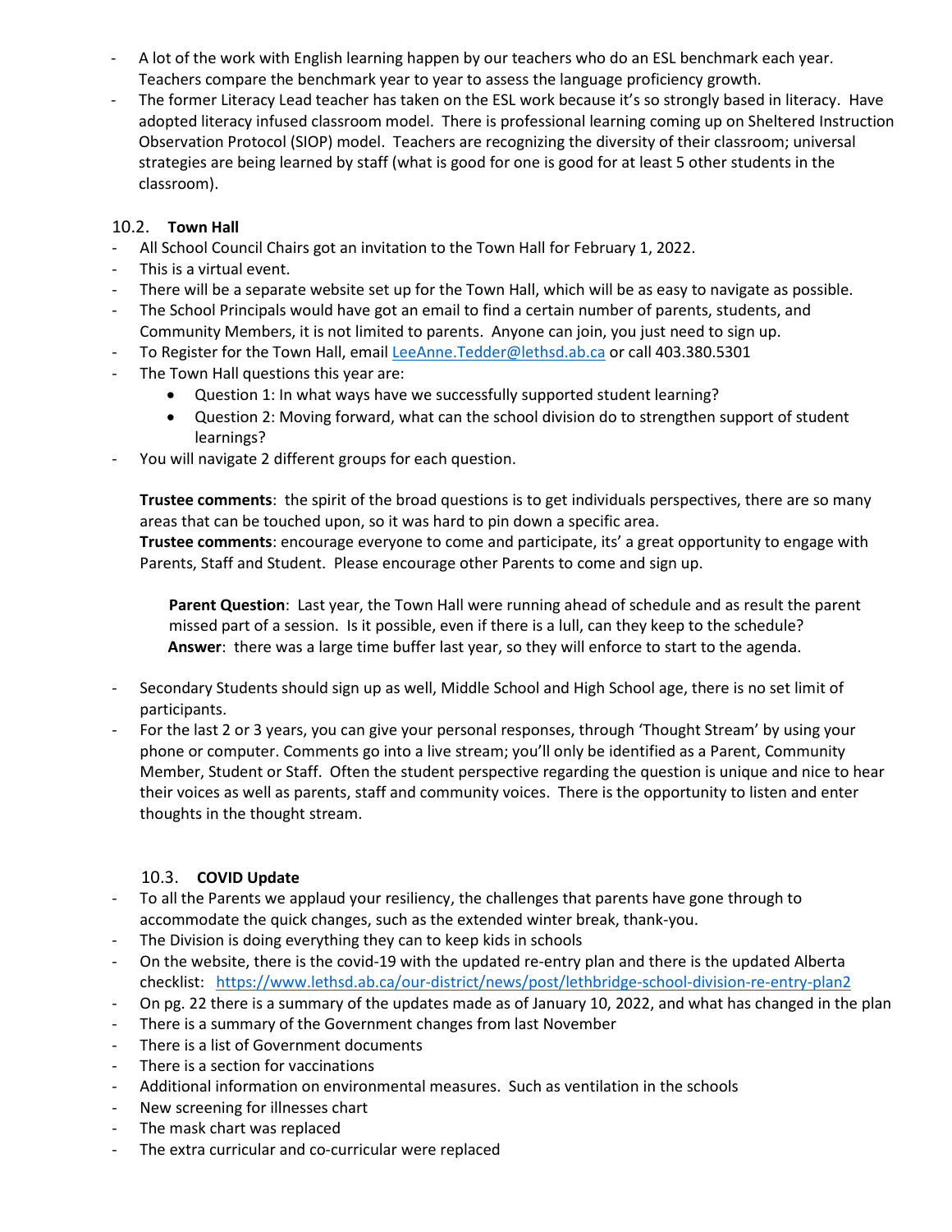- A lot of the work with English learning happen by our teachers who do an ESL benchmark each year. Teachers compare the benchmark year to year to assess the language proficiency growth.
- The former Literacy Lead teacher has taken on the ESL work because it's so strongly based in literacy. Have adopted literacy infused classroom model. There is professional learning coming up on Sheltered Instruction Observation Protocol (SIOP) model. Teachers are recognizing the diversity of their classroom; universal strategies are being learned by staff (what is good for one is good for at least 5 other students in the classroom).

### 10.2. **Town Hall**

- All School Council Chairs got an invitation to the Town Hall for February 1, 2022.
- This is a virtual event.
- There will be a separate website set up for the Town Hall, which will be as easy to navigate as possible.
- The School Principals would have got an email to find a certain number of parents, students, and Community Members, it is not limited to parents. Anyone can join, you just need to sign up.
- To Register for the Town Hall, email LeeAnne.Tedder@lethsd.ab.ca or call 403.380.5301
- The Town Hall questions this year are:
    - Question 1: In what ways have we successfully supported student learning?
    - Question 2: Moving forward, what can the school division do to strengthen support of student learnings?
- You will navigate 2 different groups for each question.

**Trustee comments**: the spirit of the broad questions is to get individuals perspectives, there are so many areas that can be touched upon, so it was hard to pin down a specific area.

**Trustee comments**: encourage everyone to come and participate, its' a great opportunity to engage with Parents, Staff and Student. Please encourage other Parents to come and sign up.

**Parent Question**: Last year, the Town Hall were running ahead of schedule and as result the parent missed part of a session. Is it possible, even if there is a lull, can they keep to the schedule?
**Answer**: there was a large time buffer last year, so they will enforce to start to the agenda.

- Secondary Students should sign up as well, Middle School and High School age, there is no set limit of participants.
- For the last 2 or 3 years, you can give your personal responses, through 'Thought Stream' by using your phone or computer. Comments go into a live stream; you'll only be identified as a Parent, Community Member, Student or Staff. Often the student perspective regarding the question is unique and nice to hear their voices as well as parents, staff and community voices. There is the opportunity to listen and enter thoughts in the thought stream.

### 10.3. **COVID Update**

- To all the Parents we applaud your resiliency, the challenges that parents have gone through to accommodate the quick changes, such as the extended winter break, thank-you.
- The Division is doing everything they can to keep kids in schools
- On the website, there is the covid-19 with the updated re-entry plan and there is the updated Alberta checklist: https://www.lethsd.ab.ca/our-district/news/post/lethbridge-school-division-re-entry-plan2
- On pg. 22 there is a summary of the updates made as of January 10, 2022, and what has changed in the plan
- There is a summary of the Government changes from last November
- There is a list of Government documents
- There is a section for vaccinations
- Additional information on environmental measures. Such as ventilation in the schools
- New screening for illnesses chart
- The mask chart was replaced
- The extra curricular and co-curricular were replaced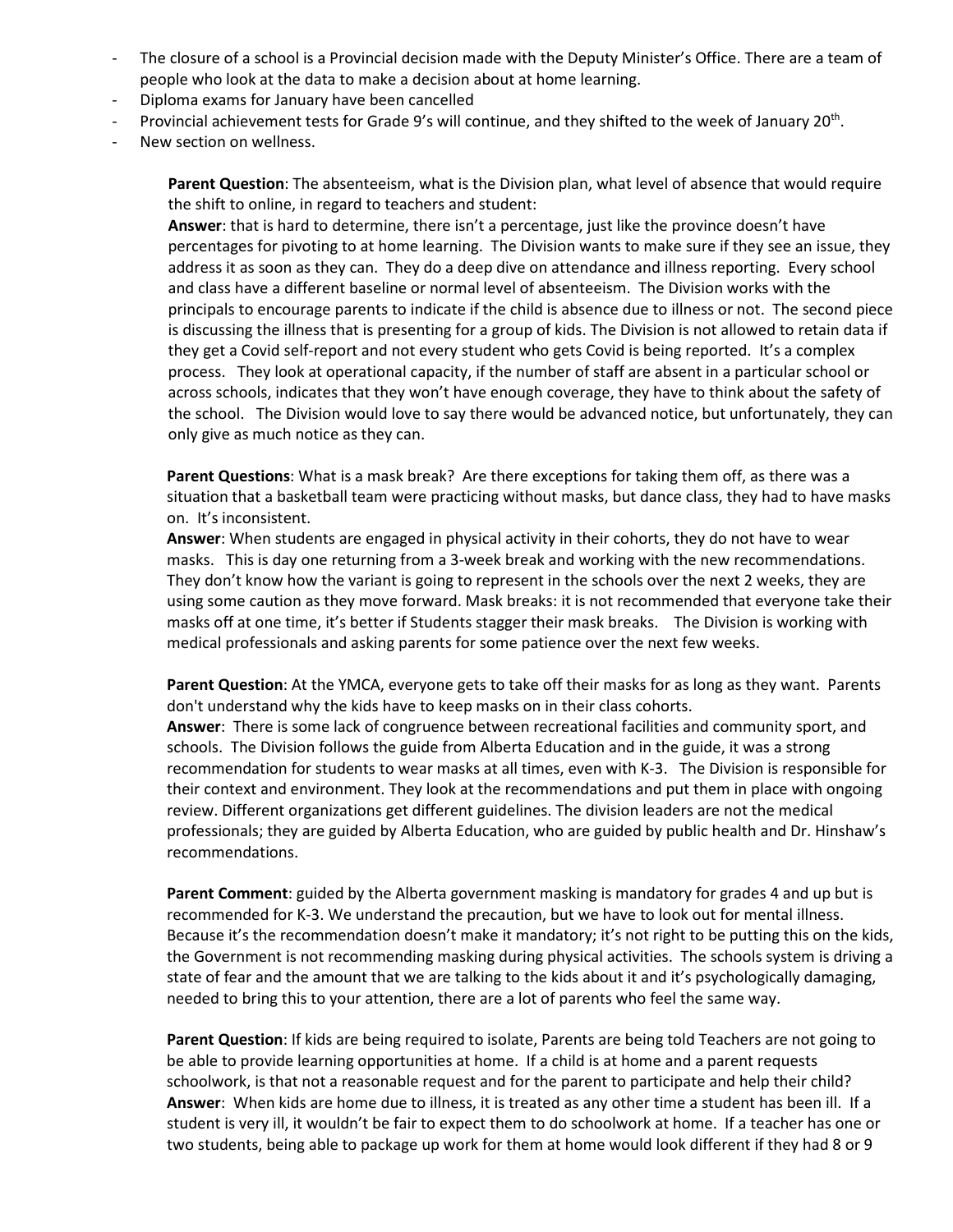- The closure of a school is a Provincial decision made with the Deputy Minister's Office. There are a team of people who look at the data to make a decision about at home learning.
- Diploma exams for January have been cancelled
- Provincial achievement tests for Grade 9's will continue, and they shifted to the week of January 20th.
- New section on wellness.

**Parent Question**: The absenteeism, what is the Division plan, what level of absence that would require the shift to online, in regard to teachers and student:
**Answer**: that is hard to determine, there isn't a percentage, just like the province doesn't have percentages for pivoting to at home learning. The Division wants to make sure if they see an issue, they address it as soon as they can. They do a deep dive on attendance and illness reporting. Every school and class have a different baseline or normal level of absenteeism. The Division works with the principals to encourage parents to indicate if the child is absence due to illness or not. The second piece is discussing the illness that is presenting for a group of kids. The Division is not allowed to retain data if they get a Covid self-report and not every student who gets Covid is being reported. It's a complex process. They look at operational capacity, if the number of staff are absent in a particular school or across schools, indicates that they won't have enough coverage, they have to think about the safety of the school. The Division would love to say there would be advanced notice, but unfortunately, they can only give as much notice as they can.

**Parent Questions**: What is a mask break? Are there exceptions for taking them off, as there was a situation that a basketball team were practicing without masks, but dance class, they had to have masks on. It's inconsistent.
**Answer**: When students are engaged in physical activity in their cohorts, they do not have to wear masks. This is day one returning from a 3-week break and working with the new recommendations. They don't know how the variant is going to represent in the schools over the next 2 weeks, they are using some caution as they move forward. Mask breaks: it is not recommended that everyone take their masks off at one time, it's better if Students stagger their mask breaks. The Division is working with medical professionals and asking parents for some patience over the next few weeks.

**Parent Question**: At the YMCA, everyone gets to take off their masks for as long as they want. Parents don't understand why the kids have to keep masks on in their class cohorts.
**Answer**: There is some lack of congruence between recreational facilities and community sport, and schools. The Division follows the guide from Alberta Education and in the guide, it was a strong recommendation for students to wear masks at all times, even with K-3. The Division is responsible for their context and environment. They look at the recommendations and put them in place with ongoing review. Different organizations get different guidelines. The division leaders are not the medical professionals; they are guided by Alberta Education, who are guided by public health and Dr. Hinshaw's recommendations.

**Parent Comment**: guided by the Alberta government masking is mandatory for grades 4 and up but is recommended for K-3. We understand the precaution, but we have to look out for mental illness. Because it's the recommendation doesn't make it mandatory; it's not right to be putting this on the kids, the Government is not recommending masking during physical activities. The schools system is driving a state of fear and the amount that we are talking to the kids about it and it's psychologically damaging, needed to bring this to your attention, there are a lot of parents who feel the same way.

**Parent Question**: If kids are being required to isolate, Parents are being told Teachers are not going to be able to provide learning opportunities at home. If a child is at home and a parent requests schoolwork, is that not a reasonable request and for the parent to participate and help their child?
**Answer**: When kids are home due to illness, it is treated as any other time a student has been ill. If a student is very ill, it wouldn't be fair to expect them to do schoolwork at home. If a teacher has one or two students, being able to package up work for them at home would look different if they had 8 or 9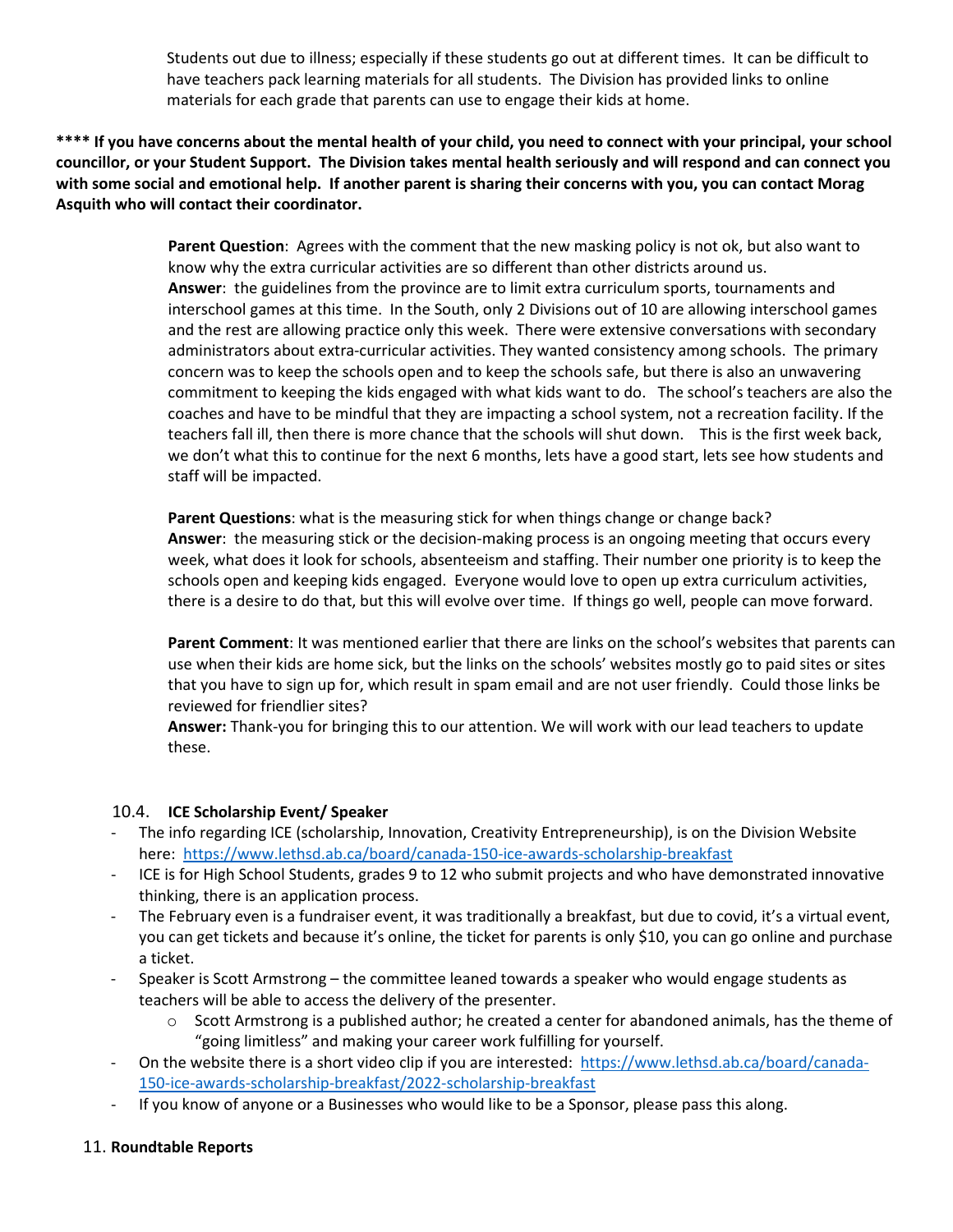Students out due to illness; especially if these students go out at different times. It can be difficult to have teachers pack learning materials for all students. The Division has provided links to online materials for each grade that parents can use to engage their kids at home.

**\*\*\*\* If you have concerns about the mental health of your child, you need to connect with your principal, your school councillor, or your Student Support. The Division takes mental health seriously and will respond and can connect you with some social and emotional help. If another parent is sharing their concerns with you, you can contact Morag Asquith who will contact their coordinator.**

**Parent Question**: Agrees with the comment that the new masking policy is not ok, but also want to know why the extra curricular activities are so different than other districts around us.
**Answer**: the guidelines from the province are to limit extra curriculum sports, tournaments and interschool games at this time. In the South, only 2 Divisions out of 10 are allowing interschool games and the rest are allowing practice only this week. There were extensive conversations with secondary administrators about extra-curricular activities. They wanted consistency among schools. The primary concern was to keep the schools open and to keep the schools safe, but there is also an unwavering commitment to keeping the kids engaged with what kids want to do. The school's teachers are also the coaches and have to be mindful that they are impacting a school system, not a recreation facility. If the teachers fall ill, then there is more chance that the schools will shut down. This is the first week back, we don't what this to continue for the next 6 months, lets have a good start, lets see how students and staff will be impacted.

**Parent Questions**: what is the measuring stick for when things change or change back?
**Answer**: the measuring stick or the decision-making process is an ongoing meeting that occurs every week, what does it look for schools, absenteeism and staffing. Their number one priority is to keep the schools open and keeping kids engaged. Everyone would love to open up extra curriculum activities, there is a desire to do that, but this will evolve over time. If things go well, people can move forward.

**Parent Comment**: It was mentioned earlier that there are links on the school's websites that parents can use when their kids are home sick, but the links on the schools' websites mostly go to paid sites or sites that you have to sign up for, which result in spam email and are not user friendly. Could those links be reviewed for friendlier sites?
**Answer:** Thank-you for bringing this to our attention. We will work with our lead teachers to update these.

### 10.4. **ICE Scholarship Event/ Speaker**

- The info regarding ICE (scholarship, Innovation, Creativity Entrepreneurship), is on the Division Website here: https://www.lethsd.ab.ca/board/canada-150-ice-awards-scholarship-breakfast
- ICE is for High School Students, grades 9 to 12 who submit projects and who have demonstrated innovative thinking, there is an application process.
- The February even is a fundraiser event, it was traditionally a breakfast, but due to covid, it's a virtual event, you can get tickets and because it's online, the ticket for parents is only $10, you can go online and purchase a ticket.
- Speaker is Scott Armstrong – the committee leaned towards a speaker who would engage students as teachers will be able to access the delivery of the presenter.
    - Scott Armstrong is a published author; he created a center for abandoned animals, has the theme of "going limitless" and making your career work fulfilling for yourself.
- On the website there is a short video clip if you are interested: https://www.lethsd.ab.ca/board/canada-150-ice-awards-scholarship-breakfast/2022-scholarship-breakfast
- If you know of anyone or a Businesses who would like to be a Sponsor, please pass this along.

## 11. **Roundtable Reports**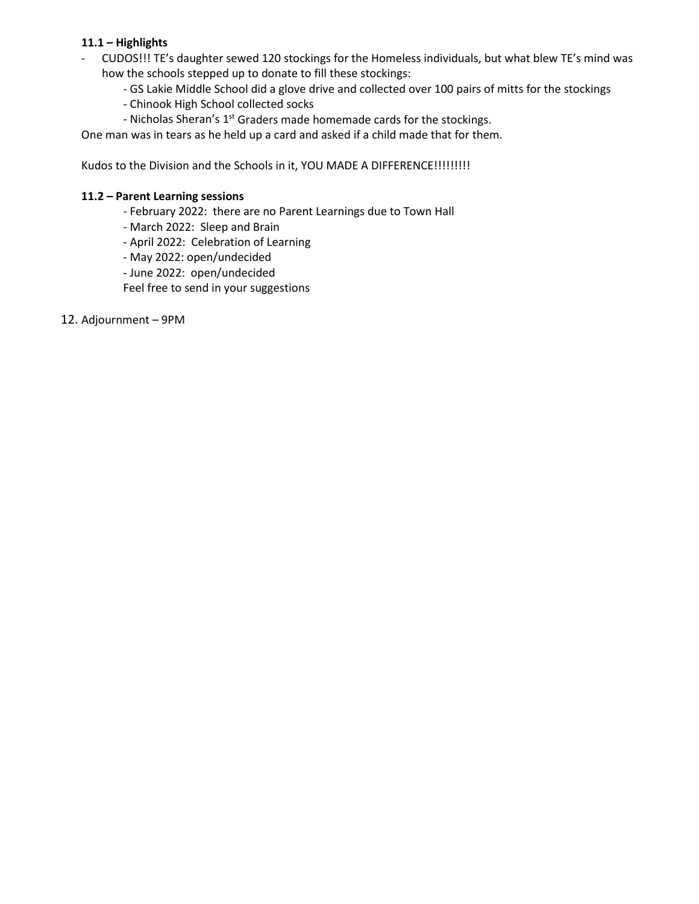**11.1 – Highlights**

- CUDOS!!! TE's daughter sewed 120 stockings for the Homeless individuals, but what blew TE's mind was how the schools stepped up to donate to fill these stockings:
  - GS Lakie Middle School did a glove drive and collected over 100 pairs of mitts for the stockings
  - Chinook High School collected socks
  - Nicholas Sheran's 1st Graders made homemade cards for the stockings.

One man was in tears as he held up a card and asked if a child made that for them.

Kudos to the Division and the Schools in it, YOU MADE A DIFFERENCE!!!!!!!!!

**11.2 – Parent Learning sessions**

- February 2022: there are no Parent Learnings due to Town Hall
- March 2022: Sleep and Brain
- April 2022: Celebration of Learning
- May 2022: open/undecided
- June 2022: open/undecided

Feel free to send in your suggestions

12. Adjournment – 9PM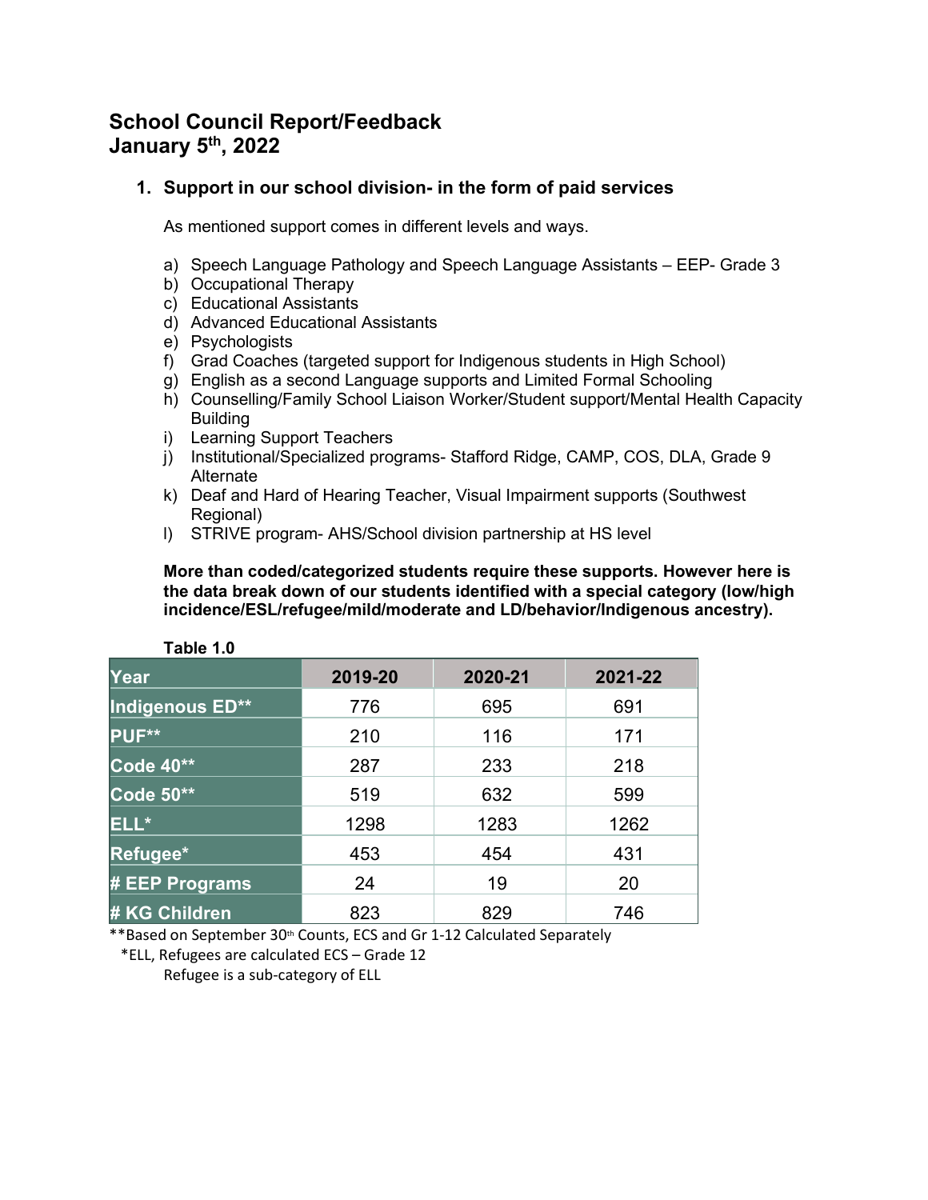# School Council Report/Feedback
# January 5th, 2022

## 1. Support in our school division- in the form of paid services

As mentioned support comes in different levels and ways.

a) Speech Language Pathology and Speech Language Assistants – EEP- Grade 3
b) Occupational Therapy
c) Educational Assistants
d) Advanced Educational Assistants
e) Psychologists
f) Grad Coaches (targeted support for Indigenous students in High School)
g) English as a second Language supports and Limited Formal Schooling
h) Counselling/Family School Liaison Worker/Student support/Mental Health Capacity Building
i) Learning Support Teachers
j) Institutional/Specialized programs- Stafford Ridge, CAMP, COS, DLA, Grade 9 Alternate
k) Deaf and Hard of Hearing Teacher, Visual Impairment supports (Southwest Regional)
l) STRIVE program- AHS/School division partnership at HS level

**More than coded/categorized students require these supports. However here is the data break down of our students identified with a special category (low/high incidence/ESL/refugee/mild/moderate and LD/behavior/Indigenous ancestry).**

**Table 1.0**

| Year | 2019-20 | 2020-21 | 2021-22 |
|---|---|---|---|
| Indigenous ED** | 776 | 695 | 691 |
| PUF** | 210 | 116 | 171 |
| Code 40** | 287 | 233 | 218 |
| Code 50** | 519 | 632 | 599 |
| ELL* | 1298 | 1283 | 1262 |
| Refugee* | 453 | 454 | 431 |
| # EEP Programs | 24 | 19 | 20 |
| # KG Children | 823 | 829 | 746 |

**Based on September 30th Counts, ECS and Gr 1-12 Calculated Separately
*ELL, Refugees are calculated ECS – Grade 12
Refugee is a sub-category of ELL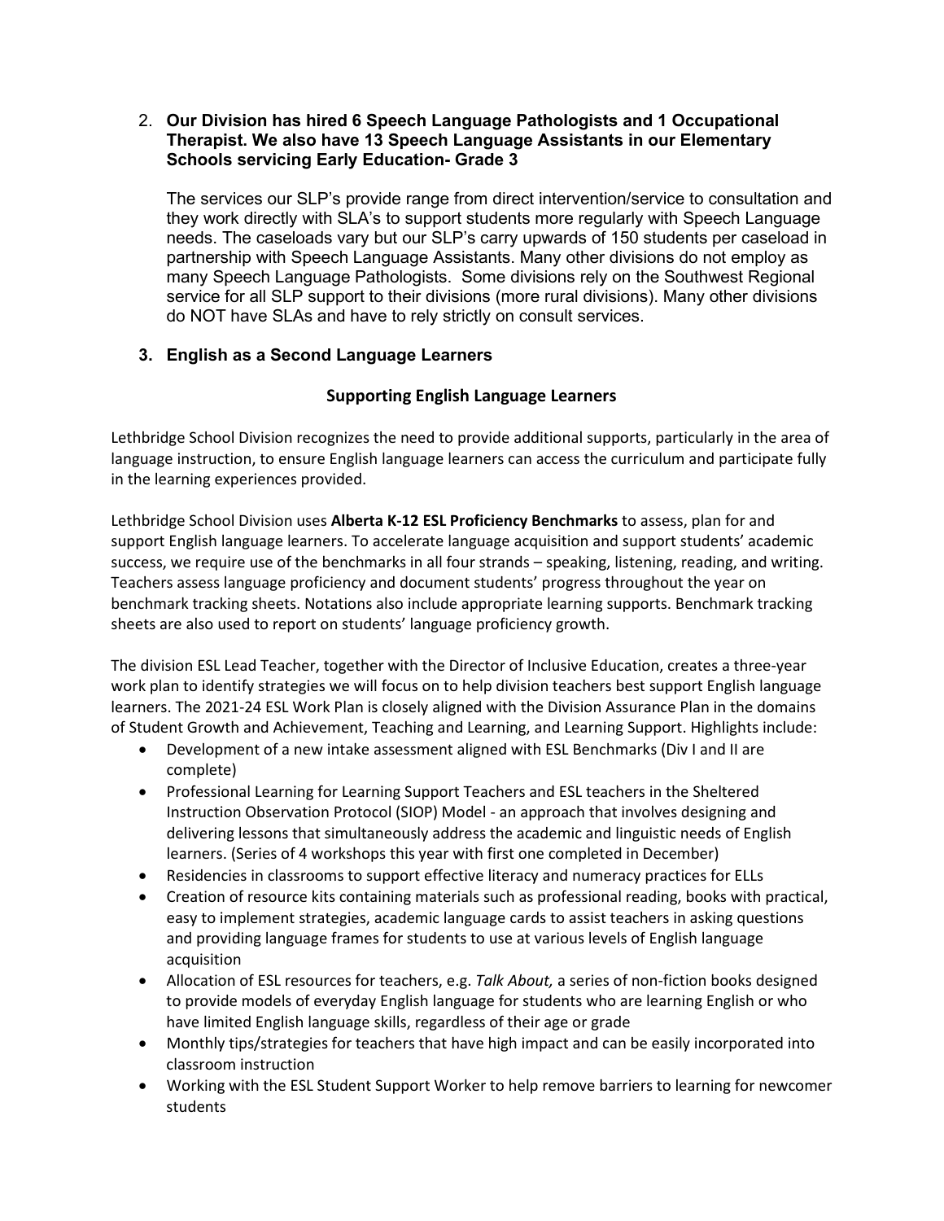2. **Our Division has hired 6 Speech Language Pathologists and 1 Occupational Therapist. We also have 13 Speech Language Assistants in our Elementary Schools servicing Early Education- Grade 3**

   The services our SLP's provide range from direct intervention/service to consultation and they work directly with SLA's to support students more regularly with Speech Language needs. The caseloads vary but our SLP's carry upwards of 150 students per caseload in partnership with Speech Language Assistants. Many other divisions do not employ as many Speech Language Pathologists. Some divisions rely on the Southwest Regional service for all SLP support to their divisions (more rural divisions). Many other divisions do NOT have SLAs and have to rely strictly on consult services.

3. **English as a Second Language Learners**

## Supporting English Language Learners

Lethbridge School Division recognizes the need to provide additional supports, particularly in the area of language instruction, to ensure English language learners can access the curriculum and participate fully in the learning experiences provided.

Lethbridge School Division uses **Alberta K-12 ESL Proficiency Benchmarks** to assess, plan for and support English language learners. To accelerate language acquisition and support students' academic success, we require use of the benchmarks in all four strands – speaking, listening, reading, and writing. Teachers assess language proficiency and document students' progress throughout the year on benchmark tracking sheets. Notations also include appropriate learning supports. Benchmark tracking sheets are also used to report on students' language proficiency growth.

The division ESL Lead Teacher, together with the Director of Inclusive Education, creates a three-year work plan to identify strategies we will focus on to help division teachers best support English language learners. The 2021-24 ESL Work Plan is closely aligned with the Division Assurance Plan in the domains of Student Growth and Achievement, Teaching and Learning, and Learning Support. Highlights include:

- Development of a new intake assessment aligned with ESL Benchmarks (Div I and II are complete)
- Professional Learning for Learning Support Teachers and ESL teachers in the Sheltered Instruction Observation Protocol (SIOP) Model - an approach that involves designing and delivering lessons that simultaneously address the academic and linguistic needs of English learners. (Series of 4 workshops this year with first one completed in December)
- Residencies in classrooms to support effective literacy and numeracy practices for ELLs
- Creation of resource kits containing materials such as professional reading, books with practical, easy to implement strategies, academic language cards to assist teachers in asking questions and providing language frames for students to use at various levels of English language acquisition
- Allocation of ESL resources for teachers, e.g. *Talk About,* a series of non-fiction books designed to provide models of everyday English language for students who are learning English or who have limited English language skills, regardless of their age or grade
- Monthly tips/strategies for teachers that have high impact and can be easily incorporated into classroom instruction
- Working with the ESL Student Support Worker to help remove barriers to learning for newcomer students